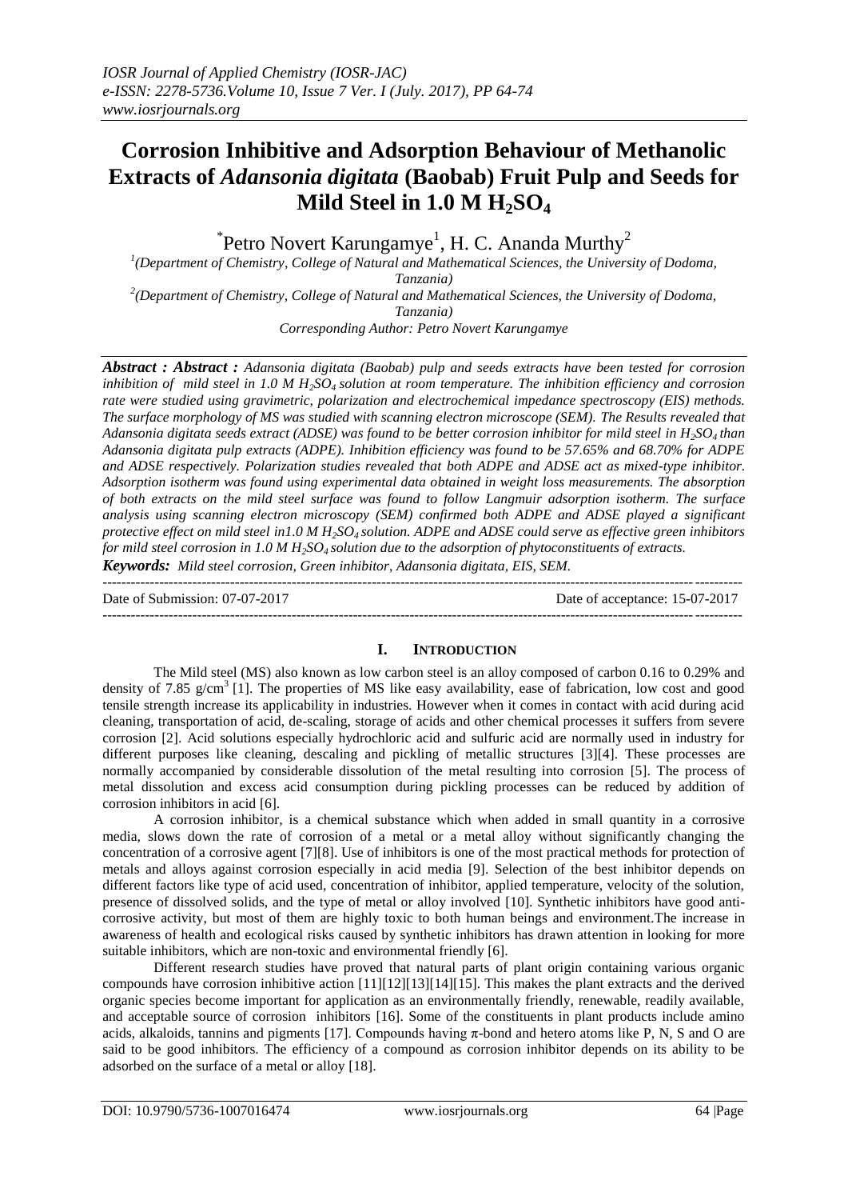# Corrosion Inhibitive and Adsorption Behaviour of Methanolic Extracts of *Adansonia digitata* (Baobab) Fruit Pulp and Seeds for Mild Steel in 1.0 M $H_2SO_4$

*Petro Novert Karungamye[1], H. C. Ananda Murthy[2]

[1](Department of Chemistry, College of Natural and Mathematical Sciences, the University of Dodoma, Tanzania)

[2](Department of Chemistry, College of Natural and Mathematical Sciences, the University of Dodoma, Tanzania)

Corresponding Author: Petro Novert Karungamye

***Abstract : Abstract :*** *Adansonia digitata (Baobab) pulp and seeds extracts have been tested for corrosion inhibition of mild steel in 1.0 M $H_2SO_4$ solution at room temperature. The inhibition efficiency and corrosion rate were studied using gravimetric, polarization and electrochemical impedance spectroscopy (EIS) methods. The surface morphology of MS was studied with scanning electron microscope (SEM). The Results revealed that Adansonia digitata seeds extract (ADSE) was found to be better corrosion inhibitor for mild steel in $H_2SO_4$ than Adansonia digitata pulp extracts (ADPE). Inhibition efficiency was found to be 57.65% and 68.70% for ADPE and ADSE respectively. Polarization studies revealed that both ADPE and ADSE act as mixed-type inhibitor. Adsorption isotherm was found using experimental data obtained in weight loss measurements. The absorption of both extracts on the mild steel surface was found to follow Langmuir adsorption isotherm. The surface analysis using scanning electron microscopy (SEM) confirmed both ADPE and ADSE played a significant protective effect on mild steel in1.0 M $H_2SO_4$ solution. ADPE and ADSE could serve as effective green inhibitors for mild steel corrosion in 1.0 M $H_2SO_4$ solution due to the adsorption of phytoconstituents of extracts.*

***Keywords:*** *Mild steel corrosion, Green inhibitor, Adansonia digitata, EIS, SEM.*

---

Date of Submission: 07-07-2017 Date of acceptance: 15-07-2017

---

## I. Introduction

The Mild steel (MS) also known as low carbon steel is an alloy composed of carbon 0.16 to 0.29% and density of 7.85 $g/cm^3$ [1]. The properties of MS like easy availability, ease of fabrication, low cost and good tensile strength increase its applicability in industries. However when it comes in contact with acid during acid cleaning, transportation of acid, de-scaling, storage of acids and other chemical processes it suffers from severe corrosion [2]. Acid solutions especially hydrochloric acid and sulfuric acid are normally used in industry for different purposes like cleaning, descaling and pickling of metallic structures [3][4]. These processes are normally accompanied by considerable dissolution of the metal resulting into corrosion [5]. The process of metal dissolution and excess acid consumption during pickling processes can be reduced by addition of corrosion inhibitors in acid [6].

A corrosion inhibitor, is a chemical substance which when added in small quantity in a corrosive media, slows down the rate of corrosion of a metal or a metal alloy without significantly changing the concentration of a corrosive agent [7][8]. Use of inhibitors is one of the most practical methods for protection of metals and alloys against corrosion especially in acid media [9]. Selection of the best inhibitor depends on different factors like type of acid used, concentration of inhibitor, applied temperature, velocity of the solution, presence of dissolved solids, and the type of metal or alloy involved [10]. Synthetic inhibitors have good anti-corrosive activity, but most of them are highly toxic to both human beings and environment.The increase in awareness of health and ecological risks caused by synthetic inhibitors has drawn attention in looking for more suitable inhibitors, which are non-toxic and environmental friendly [6].

Different research studies have proved that natural parts of plant origin containing various organic compounds have corrosion inhibitive action [11][12][13][14][15]. This makes the plant extracts and the derived organic species become important for application as an environmentally friendly, renewable, readily available, and acceptable source of corrosion inhibitors [16]. Some of the constituents in plant products include amino acids, alkaloids, tannins and pigments [17]. Compounds having π-bond and hetero atoms like P, N, S and O are said to be good inhibitors. The efficiency of a compound as corrosion inhibitor depends on its ability to be adsorbed on the surface of a metal or alloy [18].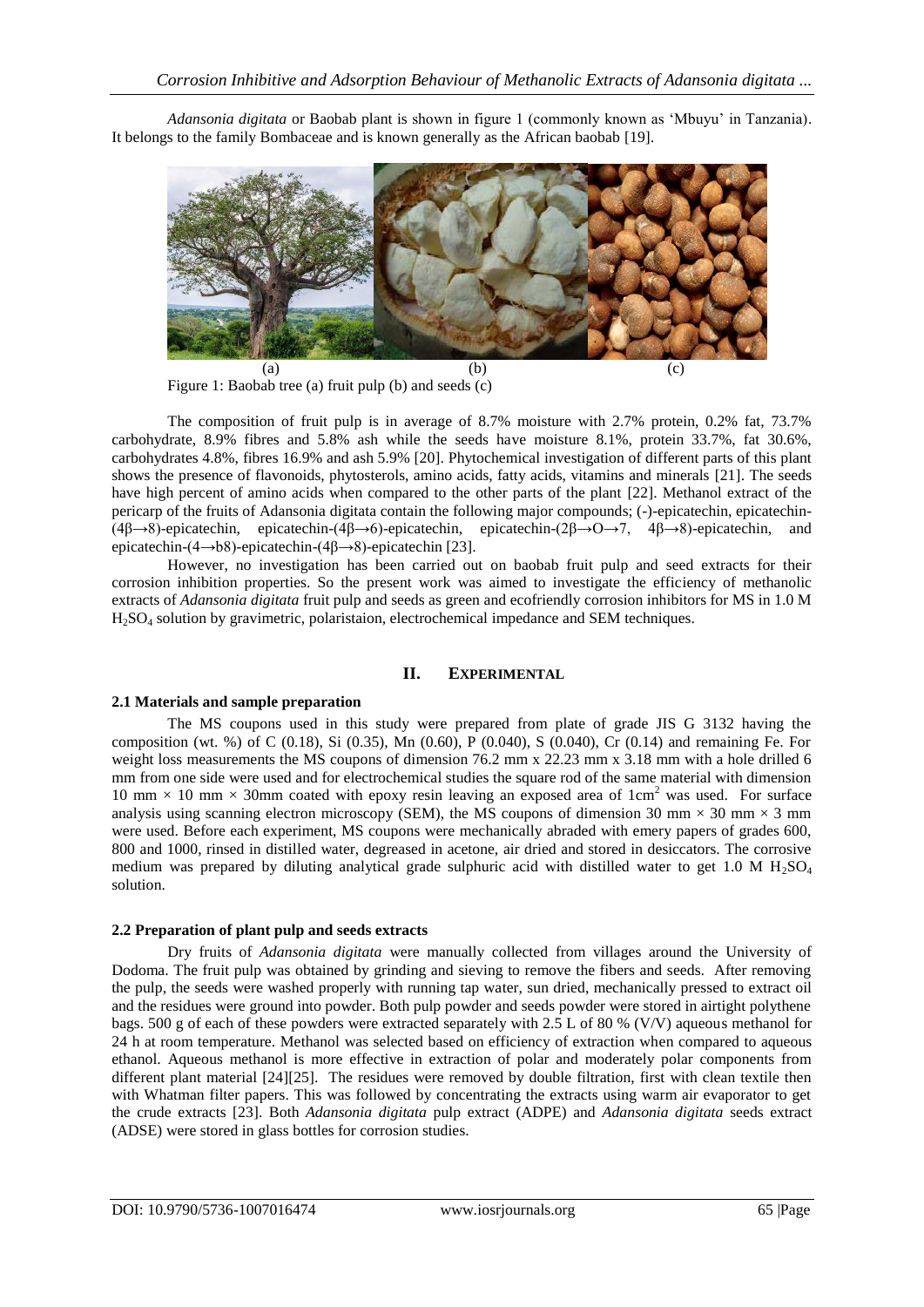*Adansonia digitata* or Baobab plant is shown in figure 1 (commonly known as 'Mbuyu' in Tanzania). It belongs to the family Bombaceae and is known generally as the African baobab [19].

Figure 1: Baobab tree (a) fruit pulp (b) and seeds (c)

The composition of fruit pulp is in average of 8.7% moisture with 2.7% protein, 0.2% fat, 73.7% carbohydrate, 8.9% fibres and 5.8% ash while the seeds have moisture 8.1%, protein 33.7%, fat 30.6%, carbohydrates 4.8%, fibres 16.9% and ash 5.9% [20]. Phytochemical investigation of different parts of this plant shows the presence of flavonoids, phytosterols, amino acids, fatty acids, vitamins and minerals [21]. The seeds have high percent of amino acids when compared to the other parts of the plant [22]. Methanol extract of the pericarp of the fruits of Adansonia digitata contain the following major compounds; (-)-epicatechin, epicatechin-(4β→8)-epicatechin, epicatechin-(4β→6)-epicatechin, epicatechin-(2β→O→7, 4β→8)-epicatechin, and epicatechin-(4→b8)-epicatechin-(4β→8)-epicatechin [23].

However, no investigation has been carried out on baobab fruit pulp and seed extracts for their corrosion inhibition properties. So the present work was aimed to investigate the efficiency of methanolic extracts of *Adansonia digitata* fruit pulp and seeds as green and ecofriendly corrosion inhibitors for MS in 1.0 M $H_2SO_4$ solution by gravimetric, polaristaion, electrochemical impedance and SEM techniques.

## II. EXPERIMENTAL

### 2.1 Materials and sample preparation

The MS coupons used in this study were prepared from plate of grade JIS G 3132 having the composition (wt. %) of C (0.18), Si (0.35), Mn (0.60), P (0.040), S (0.040), Cr (0.14) and remaining Fe. For weight loss measurements the MS coupons of dimension 76.2 mm x 22.23 mm x 3.18 mm with a hole drilled 6 mm from one side were used and for electrochemical studies the square rod of the same material with dimension 10 mm × 10 mm × 30mm coated with epoxy resin leaving an exposed area of 1cm$^2$ was used. For surface analysis using scanning electron microscopy (SEM), the MS coupons of dimension 30 mm × 30 mm × 3 mm were used. Before each experiment, MS coupons were mechanically abraded with emery papers of grades 600, 800 and 1000, rinsed in distilled water, degreased in acetone, air dried and stored in desiccators. The corrosive medium was prepared by diluting analytical grade sulphuric acid with distilled water to get 1.0 M $H_2SO_4$ solution.

### 2.2 Preparation of plant pulp and seeds extracts

Dry fruits of *Adansonia digitata* were manually collected from villages around the University of Dodoma. The fruit pulp was obtained by grinding and sieving to remove the fibers and seeds. After removing the pulp, the seeds were washed properly with running tap water, sun dried, mechanically pressed to extract oil and the residues were ground into powder. Both pulp powder and seeds powder were stored in airtight polythene bags. 500 g of each of these powders were extracted separately with 2.5 L of 80 % (V/V) aqueous methanol for 24 h at room temperature. Methanol was selected based on efficiency of extraction when compared to aqueous ethanol. Aqueous methanol is more effective in extraction of polar and moderately polar components from different plant material [24][25]. The residues were removed by double filtration, first with clean textile then with Whatman filter papers. This was followed by concentrating the extracts using warm air evaporator to get the crude extracts [23]. Both *Adansonia digitata* pulp extract (ADPE) and *Adansonia digitata* seeds extract (ADSE) were stored in glass bottles for corrosion studies.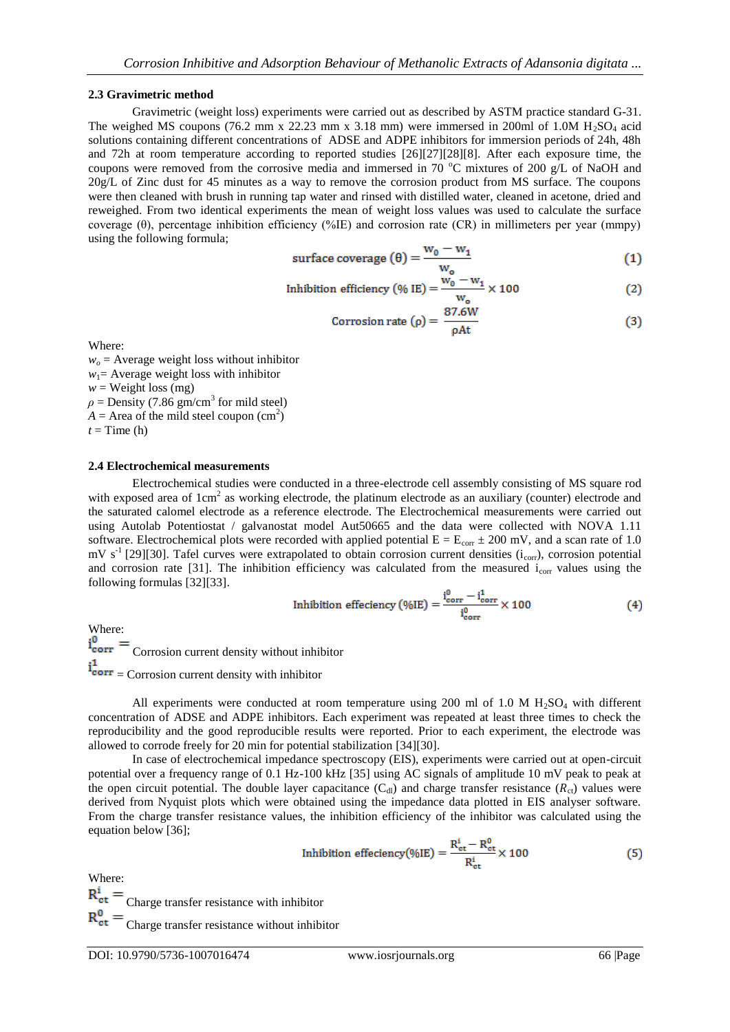### 2.3 Gravimetric method

Gravimetric (weight loss) experiments were carried out as described by ASTM practice standard G-31. The weighed MS coupons (76.2 mm x 22.23 mm x 3.18 mm) were immersed in 200ml of 1.0M $H_2SO_4$ acid solutions containing different concentrations of ADSE and ADPE inhibitors for immersion periods of 24h, 48h and 72h at room temperature according to reported studies [26][27][28][8]. After each exposure time, the coupons were removed from the corrosive media and immersed in 70 °C mixtures of 200 g/L of NaOH and 20g/L of Zinc dust for 45 minutes as a way to remove the corrosion product from MS surface. The coupons were then cleaned with brush in running tap water and rinsed with distilled water, cleaned in acetone, dried and reweighed. From two identical experiments the mean of weight loss values was used to calculate the surface coverage (θ), percentage inhibition efficiency (%IE) and corrosion rate (CR) in millimeters per year (mmpy) using the following formula;

$$\text{surface coverage }(\theta) = \frac{w_0 - w_1}{w_o} \tag{1}$$

$$\text{Inhibition efficiency }(\%\text{ IE}) = \frac{w_0 - w_1}{w_o} \times 100 \tag{2}$$

$$\text{Corrosion rate }(\rho) = \frac{87.6W}{\rho A t} \tag{3}$$

Where:
$w_o$ = Average weight loss without inhibitor
$w_1$= Average weight loss with inhibitor
$w$ = Weight loss (mg)
$\rho$ = Density (7.86 gm/cm$^3$ for mild steel)
$A$ = Area of the mild steel coupon (cm$^2$)
$t$ = Time (h)

### 2.4 Electrochemical measurements

Electrochemical studies were conducted in a three-electrode cell assembly consisting of MS square rod with exposed area of 1cm$^2$ as working electrode, the platinum electrode as an auxiliary (counter) electrode and the saturated calomel electrode as a reference electrode. The Electrochemical measurements were carried out using Autolab Potentiostat / galvanostat model Aut50665 and the data were collected with NOVA 1.11 software. Electrochemical plots were recorded with applied potential $E = E_{corr} \pm 200$ mV, and a scan rate of 1.0 mV s$^{-1}$ [29][30]. Tafel curves were extrapolated to obtain corrosion current densities ($i_{corr}$), corrosion potential and corrosion rate [31]. The inhibition efficiency was calculated from the measured $i_{corr}$ values using the following formulas [32][33].

$$\text{Inhibition effeciency }(\%\text{IE}) = \frac{i^0_{corr} - i^1_{corr}}{i^0_{corr}} \times 100 \tag{4}$$

Where:
$i^0_{corr}$ = Corrosion current density without inhibitor
$i^1_{corr}$ = Corrosion current density with inhibitor

All experiments were conducted at room temperature using 200 ml of 1.0 M $H_2SO_4$ with different concentration of ADSE and ADPE inhibitors. Each experiment was repeated at least three times to check the reproducibility and the good reproducible results were reported. Prior to each experiment, the electrode was allowed to corrode freely for 20 min for potential stabilization [34][30].

In case of electrochemical impedance spectroscopy (EIS), experiments were carried out at open-circuit potential over a frequency range of 0.1 Hz-100 kHz [35] using AC signals of amplitude 10 mV peak to peak at the open circuit potential. The double layer capacitance ($C_{dl}$) and charge transfer resistance ($R_{ct}$) values were derived from Nyquist plots which were obtained using the impedance data plotted in EIS analyser software. From the charge transfer resistance values, the inhibition efficiency of the inhibitor was calculated using the equation below [36];

$$\text{Inhibition effeciency}(\%\text{IE}) = \frac{R^i_{ct} - R^0_{ct}}{R^i_{ct}} \times 100 \tag{5}$$

Where:
$R^i_{ct}$ = Charge transfer resistance with inhibitor
$R^0_{ct}$ = Charge transfer resistance without inhibitor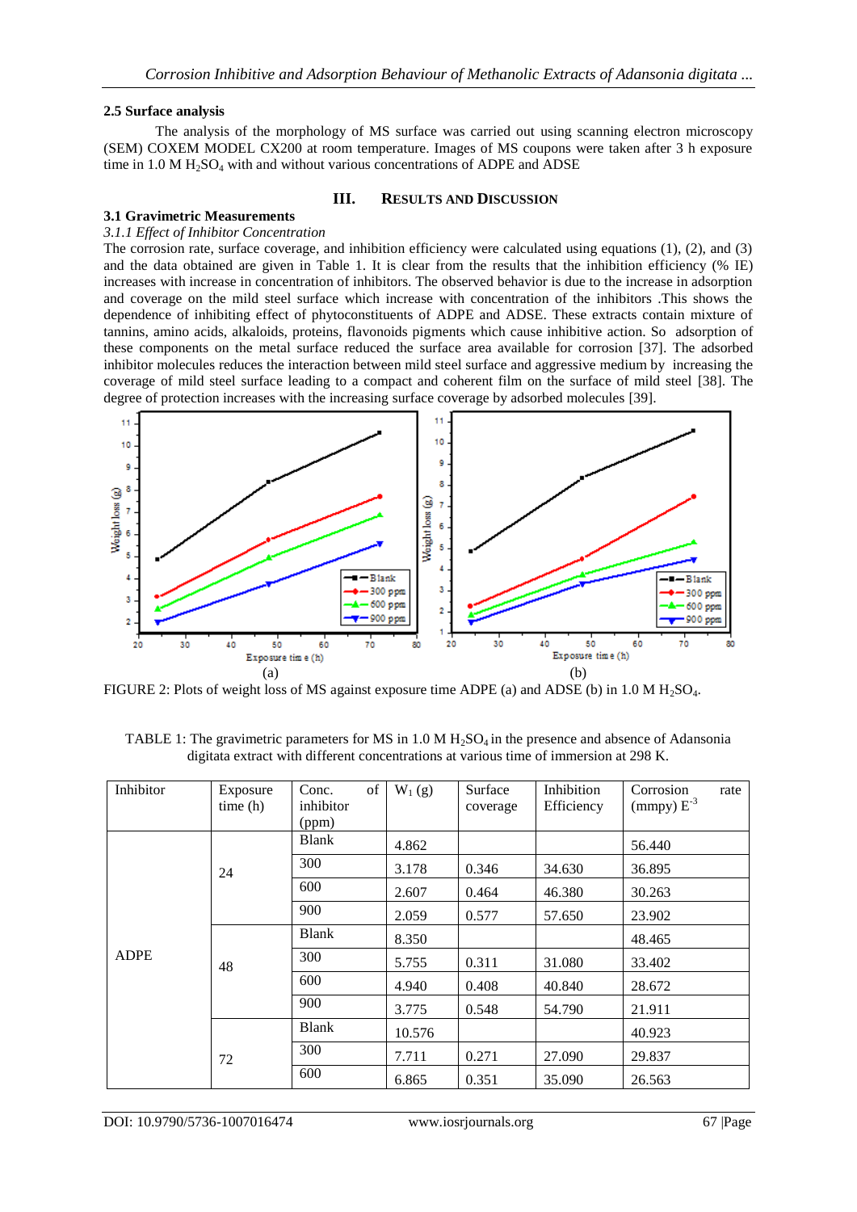### 2.5 Surface analysis

The analysis of the morphology of MS surface was carried out using scanning electron microscopy (SEM) COXEM MODEL CX200 at room temperature. Images of MS coupons were taken after 3 h exposure time in 1.0 M $H_2SO_4$ with and without various concentrations of ADPE and ADSE

## III. RESULTS AND DISCUSSION

### 3.1 Gravimetric Measurements

*3.1.1 Effect of Inhibitor Concentration*

The corrosion rate, surface coverage, and inhibition efficiency were calculated using equations (1), (2), and (3) and the data obtained are given in Table 1. It is clear from the results that the inhibition efficiency (% IE) increases with increase in concentration of inhibitors. The observed behavior is due to the increase in adsorption and coverage on the mild steel surface which increase with concentration of the inhibitors .This shows the dependence of inhibiting effect of phytoconstituents of ADPE and ADSE. These extracts contain mixture of tannins, amino acids, alkaloids, proteins, flavonoids pigments which cause inhibitive action. So adsorption of these components on the metal surface reduced the surface area available for corrosion [37]. The adsorbed inhibitor molecules reduces the interaction between mild steel surface and aggressive medium by increasing the coverage of mild steel surface leading to a compact and coherent film on the surface of mild steel [38]. The degree of protection increases with the increasing surface coverage by adsorbed molecules [39].

(a) (b)

FIGURE 2: Plots of weight loss of MS against exposure time ADPE (a) and ADSE (b) in 1.0 M $H_2SO_4$.

TABLE 1: The gravimetric parameters for MS in 1.0 M $H_2SO_4$ in the presence and absence of Adansonia digitata extract with different concentrations at various time of immersion at 298 K.

| Inhibitor | Exposure time (h) | Conc. of inhibitor (ppm) | $W_1$ (g) | Surface coverage | Inhibition Efficiency | Corrosion rate (mmpy) $E^{-3}$ |
|---|---|---|---|---|---|---|
| ADPE | 24 | Blank | 4.862 | | | 56.440 |
| | | 300 | 3.178 | 0.346 | 34.630 | 36.895 |
| | | 600 | 2.607 | 0.464 | 46.380 | 30.263 |
| | | 900 | 2.059 | 0.577 | 57.650 | 23.902 |
| | 48 | Blank | 8.350 | | | 48.465 |
| | | 300 | 5.755 | 0.311 | 31.080 | 33.402 |
| | | 600 | 4.940 | 0.408 | 40.840 | 28.672 |
| | | 900 | 3.775 | 0.548 | 54.790 | 21.911 |
| | 72 | Blank | 10.576 | | | 40.923 |
| | | 300 | 7.711 | 0.271 | 27.090 | 29.837 |
| | | 600 | 6.865 | 0.351 | 35.090 | 26.563 |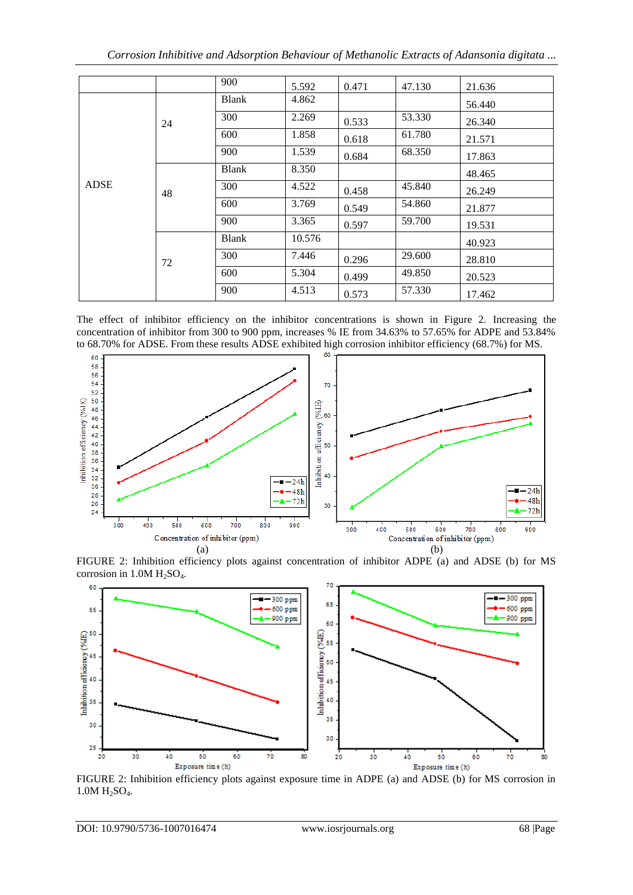| | | 900 | 5.592 | 0.471 | 47.130 | 21.636 |
|---|---|---|---|---|---|---|
| ADSE | 24 | Blank | 4.862 | | | 56.440 |
| | | 300 | 2.269 | 0.533 | 53.330 | 26.340 |
| | | 600 | 1.858 | 0.618 | 61.780 | 21.571 |
| | | 900 | 1.539 | 0.684 | 68.350 | 17.863 |
| | 48 | Blank | 8.350 | | | 48.465 |
| | | 300 | 4.522 | 0.458 | 45.840 | 26.249 |
| | | 600 | 3.769 | 0.549 | 54.860 | 21.877 |
| | | 900 | 3.365 | 0.597 | 59.700 | 19.531 |
| | 72 | Blank | 10.576 | | | 40.923 |
| | | 300 | 7.446 | 0.296 | 29.600 | 28.810 |
| | | 600 | 5.304 | 0.499 | 49.850 | 20.523 |
| | | 900 | 4.513 | 0.573 | 57.330 | 17.462 |

The effect of inhibitor efficiency on the inhibitor concentrations is shown in Figure 2. Increasing the concentration of inhibitor from 300 to 900 ppm, increases % IE from 34.63% to 57.65% for ADPE and 53.84% to 68.70% for ADSE. From these results ADSE exhibited high corrosion inhibitor efficiency (68.7%) for MS.

FIGURE 2: Inhibition efficiency plots against concentration of inhibitor ADPE (a) and ADSE (b) for MS corrosion in 1.0M $H_2SO_4$.

FIGURE 2: Inhibition efficiency plots against exposure time in ADPE (a) and ADSE (b) for MS corrosion in 1.0M $H_2SO_4$.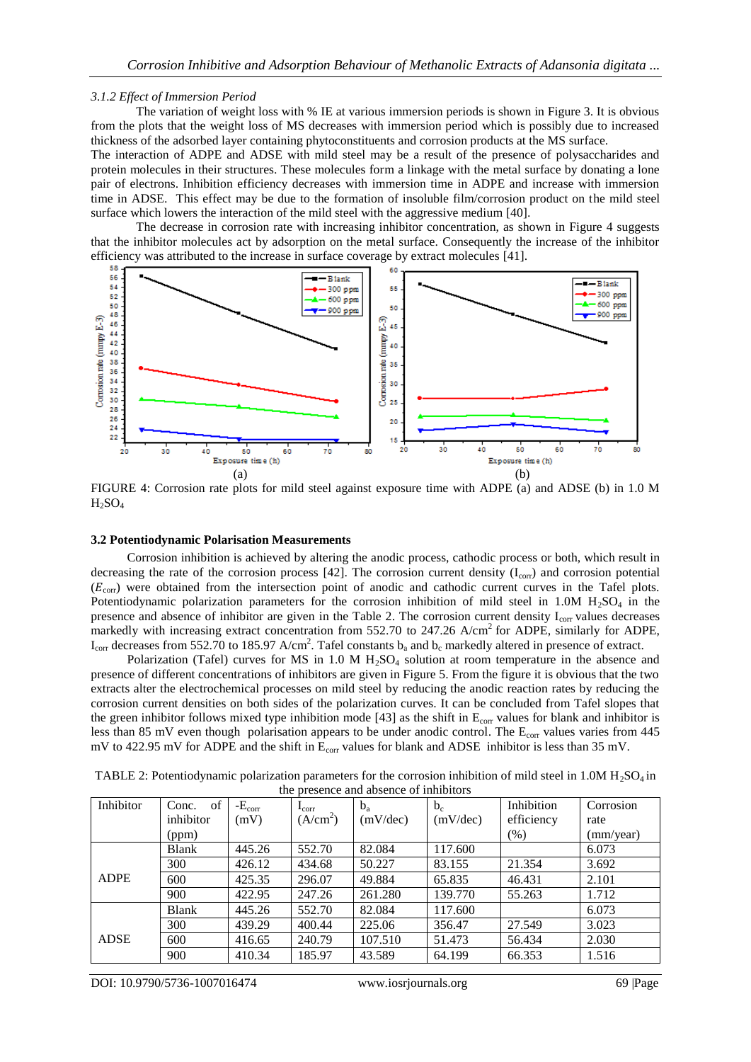*3.1.2 Effect of Immersion Period*

The variation of weight loss with % IE at various immersion periods is shown in Figure 3. It is obvious from the plots that the weight loss of MS decreases with immersion period which is possibly due to increased thickness of the adsorbed layer containing phytoconstituents and corrosion products at the MS surface.

The interaction of ADPE and ADSE with mild steel may be a result of the presence of polysaccharides and protein molecules in their structures. These molecules form a linkage with the metal surface by donating a lone pair of electrons. Inhibition efficiency decreases with immersion time in ADPE and increase with immersion time in ADSE. This effect may be due to the formation of insoluble film/corrosion product on the mild steel surface which lowers the interaction of the mild steel with the aggressive medium [40].

The decrease in corrosion rate with increasing inhibitor concentration, as shown in Figure 4 suggests that the inhibitor molecules act by adsorption on the metal surface. Consequently the increase of the inhibitor efficiency was attributed to the increase in surface coverage by extract molecules [41].

FIGURE 4: Corrosion rate plots for mild steel against exposure time with ADPE (a) and ADSE (b) in 1.0 M $H_2SO_4$

### 3.2 Potentiodynamic Polarisation Measurements

Corrosion inhibition is achieved by altering the anodic process, cathodic process or both, which result in decreasing the rate of the corrosion process [42]. The corrosion current density ($I_{corr}$) and corrosion potential ($E_{corr}$) were obtained from the intersection point of anodic and cathodic current curves in the Tafel plots. Potentiodynamic polarization parameters for the corrosion inhibition of mild steel in 1.0M $H_2SO_4$ in the presence and absence of inhibitor are given in the Table 2. The corrosion current density $I_{corr}$ values decreases markedly with increasing extract concentration from 552.70 to 247.26 A/cm$^2$ for ADPE, similarly for ADPE, $I_{corr}$ decreases from 552.70 to 185.97 A/cm$^2$. Tafel constants $b_a$ and $b_c$ markedly altered in presence of extract.

Polarization (Tafel) curves for MS in 1.0 M $H_2SO_4$ solution at room temperature in the absence and presence of different concentrations of inhibitors are given in Figure 5. From the figure it is obvious that the two extracts alter the electrochemical processes on mild steel by reducing the anodic reaction rates by reducing the corrosion current densities on both sides of the polarization curves. It can be concluded from Tafel slopes that the green inhibitor follows mixed type inhibition mode [43] as the shift in $E_{corr}$ values for blank and inhibitor is less than 85 mV even though polarisation appears to be under anodic control. The $E_{corr}$ values varies from 445 mV to 422.95 mV for ADPE and the shift in $E_{corr}$ values for blank and ADSE inhibitor is less than 35 mV.

TABLE 2: Potentiodynamic polarization parameters for the corrosion inhibition of mild steel in 1.0M $H_2SO_4$ in the presence and absence of inhibitors

| Inhibitor | Conc. of inhibitor (ppm) | $-E_{corr}$ (mV) | $I_{corr}$ (A/cm$^2$) | $b_a$ (mV/dec) | $b_c$ (mV/dec) | Inhibition efficiency (%) | Corrosion rate (mm/year) |
|---|---|---|---|---|---|---|---|
| ADPE | Blank | 445.26 | 552.70 | 82.084 | 117.600 | | 6.073 |
| | 300 | 426.12 | 434.68 | 50.227 | 83.155 | 21.354 | 3.692 |
| | 600 | 425.35 | 296.07 | 49.884 | 65.835 | 46.431 | 2.101 |
| | 900 | 422.95 | 247.26 | 261.280 | 139.770 | 55.263 | 1.712 |
| ADSE | Blank | 445.26 | 552.70 | 82.084 | 117.600 | | 6.073 |
| | 300 | 439.29 | 400.44 | 225.06 | 356.47 | 27.549 | 3.023 |
| | 600 | 416.65 | 240.79 | 107.510 | 51.473 | 56.434 | 2.030 |
| | 900 | 410.34 | 185.97 | 43.589 | 64.199 | 66.353 | 1.516 |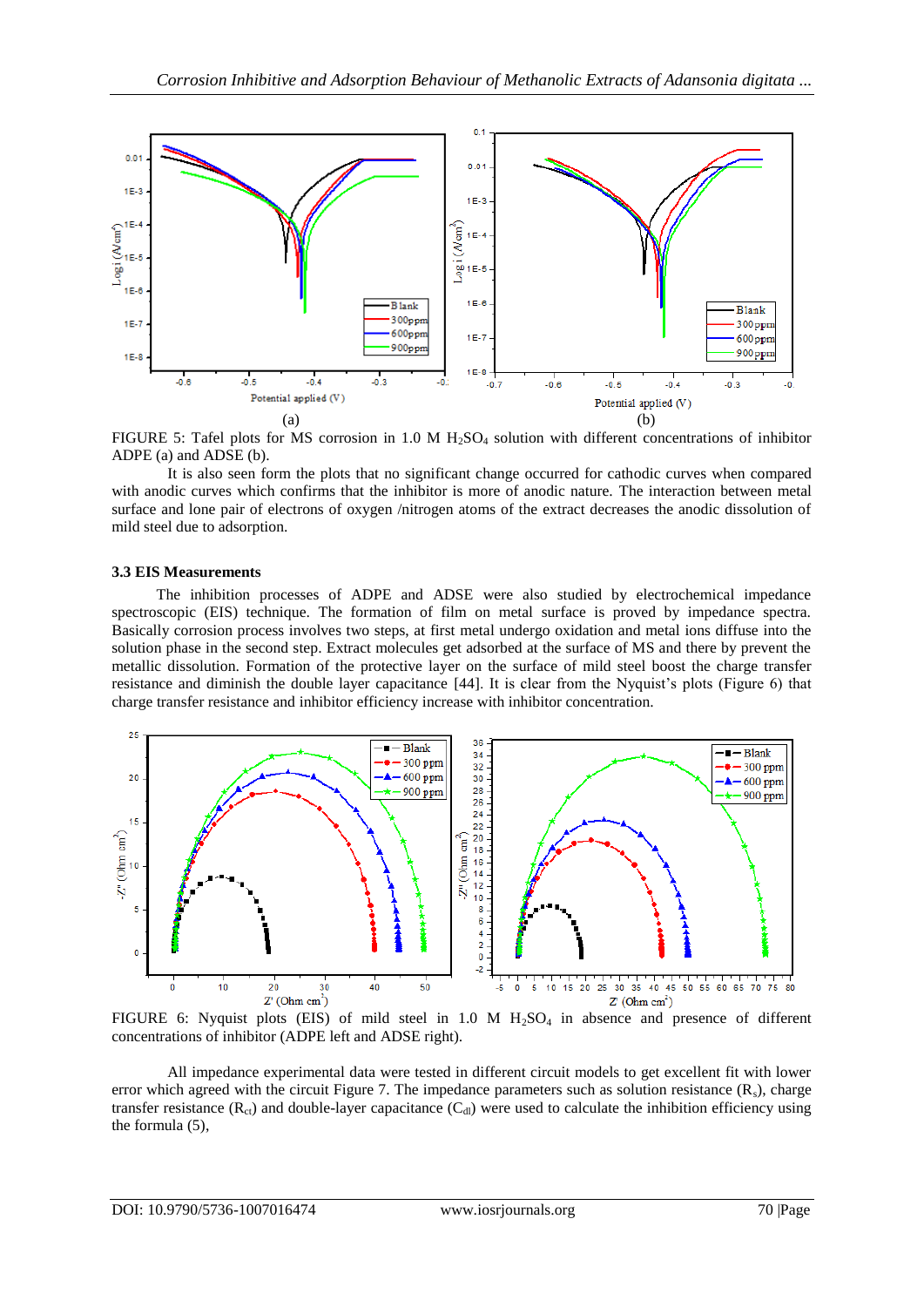FIGURE 5: Tafel plots for MS corrosion in 1.0 M $H_2SO_4$ solution with different concentrations of inhibitor ADPE (a) and ADSE (b).

It is also seen form the plots that no significant change occurred for cathodic curves when compared with anodic curves which confirms that the inhibitor is more of anodic nature. The interaction between metal surface and lone pair of electrons of oxygen /nitrogen atoms of the extract decreases the anodic dissolution of mild steel due to adsorption.

### 3.3 EIS Measurements

The inhibition processes of ADPE and ADSE were also studied by electrochemical impedance spectroscopic (EIS) technique. The formation of film on metal surface is proved by impedance spectra. Basically corrosion process involves two steps, at first metal undergo oxidation and metal ions diffuse into the solution phase in the second step. Extract molecules get adsorbed at the surface of MS and there by prevent the metallic dissolution. Formation of the protective layer on the surface of mild steel boost the charge transfer resistance and diminish the double layer capacitance [44]. It is clear from the Nyquist's plots (Figure 6) that charge transfer resistance and inhibitor efficiency increase with inhibitor concentration.

FIGURE 6: Nyquist plots (EIS) of mild steel in 1.0 M $H_2SO_4$ in absence and presence of different concentrations of inhibitor (ADPE left and ADSE right).

All impedance experimental data were tested in different circuit models to get excellent fit with lower error which agreed with the circuit Figure 7. The impedance parameters such as solution resistance ($R_s$), charge transfer resistance ($R_{ct}$) and double-layer capacitance ($C_{dl}$) were used to calculate the inhibition efficiency using the formula (5),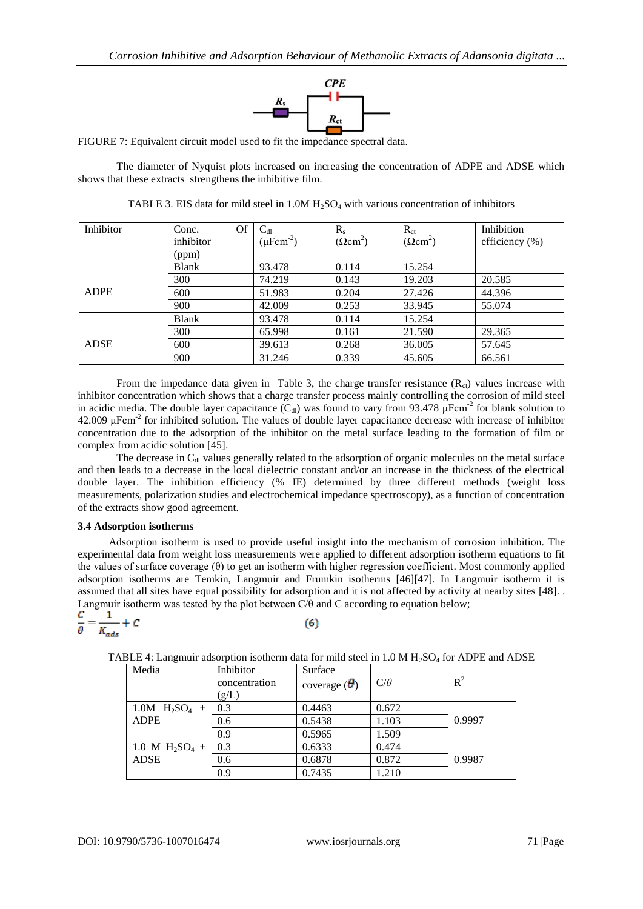FIGURE 7: Equivalent circuit model used to fit the impedance spectral data.

The diameter of Nyquist plots increased on increasing the concentration of ADPE and ADSE which shows that these extracts strengthens the inhibitive film.

TABLE 3. EIS data for mild steel in 1.0M $H_2SO_4$ with various concentration of inhibitors

| Inhibitor | Conc. Of inhibitor (ppm) | $C_{dl}$ ($\mu Fcm^{-2}$) | $R_s$ ($\Omega cm^2$) | $R_{ct}$ ($\Omega cm^2$) | Inhibition efficiency (%) |
|---|---|---|---|---|---|
| ADPE | Blank | 93.478 | 0.114 | 15.254 | |
| | 300 | 74.219 | 0.143 | 19.203 | 20.585 |
| | 600 | 51.983 | 0.204 | 27.426 | 44.396 |
| | 900 | 42.009 | 0.253 | 33.945 | 55.074 |
| ADSE | Blank | 93.478 | 0.114 | 15.254 | |
| | 300 | 65.998 | 0.161 | 21.590 | 29.365 |
| | 600 | 39.613 | 0.268 | 36.005 | 57.645 |
| | 900 | 31.246 | 0.339 | 45.605 | 66.561 |

From the impedance data given in Table 3, the charge transfer resistance ($R_{ct}$) values increase with inhibitor concentration which shows that a charge transfer process mainly controlling the corrosion of mild steel in acidic media. The double layer capacitance ($C_{dl}$) was found to vary from 93.478 $\mu Fcm^{-2}$ for blank solution to 42.009 $\mu Fcm^{-2}$ for inhibited solution. The values of double layer capacitance decrease with increase of inhibitor concentration due to the adsorption of the inhibitor on the metal surface leading to the formation of film or complex from acidic solution [45].

The decrease in $C_{dl}$ values generally related to the adsorption of organic molecules on the metal surface and then leads to a decrease in the local dielectric constant and/or an increase in the thickness of the electrical double layer. The inhibition efficiency (% IE) determined by three different methods (weight loss measurements, polarization studies and electrochemical impedance spectroscopy), as a function of concentration of the extracts show good agreement.

### 3.4 Adsorption isotherms

Adsorption isotherm is used to provide useful insight into the mechanism of corrosion inhibition. The experimental data from weight loss measurements were applied to different adsorption isotherm equations to fit the values of surface coverage (θ) to get an isotherm with higher regression coefficient. Most commonly applied adsorption isotherms are Temkin, Langmuir and Frumkin isotherms [46][47]. In Langmuir isotherm it is assumed that all sites have equal possibility for adsorption and it is not affected by activity at nearby sites [48]. . Langmuir isotherm was tested by the plot between C/θ and C according to equation below;

$$\frac{C}{\theta} = \frac{1}{K_{ads}} + C \qquad (6)$$

TABLE 4: Langmuir adsorption isotherm data for mild steel in 1.0 M $H_2SO_4$ for ADPE and ADSE

| Media | Inhibitor concentration (g/L) | Surface coverage ($\theta$) | $C/\theta$ | $R^2$ |
|---|---|---|---|---|
| 1.0M $H_2SO_4$ + ADPE | 0.3 | 0.4463 | 0.672 | 0.9997 |
| | 0.6 | 0.5438 | 1.103 | |
| | 0.9 | 0.5965 | 1.509 | |
| 1.0 M $H_2SO_4$ + ADSE | 0.3 | 0.6333 | 0.474 | 0.9987 |
| | 0.6 | 0.6878 | 0.872 | |
| | 0.9 | 0.7435 | 1.210 | |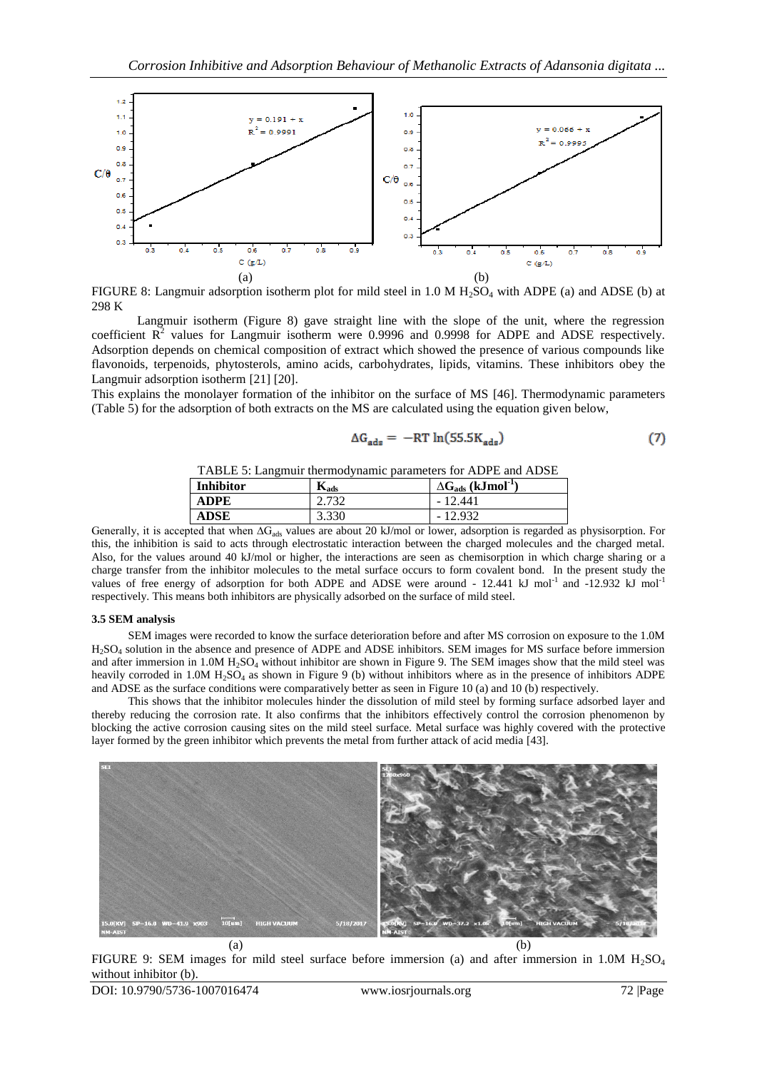FIGURE 8: Langmuir adsorption isotherm plot for mild steel in 1.0 M $H_2SO_4$ with ADPE (a) and ADSE (b) at 298 K

Langmuir isotherm (Figure 8) gave straight line with the slope of the unit, where the regression coefficient $R^2$ values for Langmuir isotherm were 0.9996 and 0.9998 for ADPE and ADSE respectively. Adsorption depends on chemical composition of extract which showed the presence of various compounds like flavonoids, terpenoids, phytosterols, amino acids, carbohydrates, lipids, vitamins. These inhibitors obey the Langmuir adsorption isotherm [21] [20].

This explains the monolayer formation of the inhibitor on the surface of MS [46]. Thermodynamic parameters (Table 5) for the adsorption of both extracts on the MS are calculated using the equation given below,

$$\Delta G_{ads} = -RT \ln(55.5K_{ads}) \tag{7}$$

TABLE 5: Langmuir thermodynamic parameters for ADPE and ADSE

| Inhibitor | $K_{ads}$ | $\Delta G_{ads}$ ($kJmol^{-1}$) |
|---|---|---|
| ADPE | 2.732 | - 12.441 |
| ADSE | 3.330 | - 12.932 |

Generally, it is accepted that when $\Delta G_{ads}$ values are about 20 kJ/mol or lower, adsorption is regarded as physisorption. For this, the inhibition is said to acts through electrostatic interaction between the charged molecules and the charged metal. Also, for the values around 40 kJ/mol or higher, the interactions are seen as chemisorption in which charge sharing or a charge transfer from the inhibitor molecules to the metal surface occurs to form covalent bond. In the present study the values of free energy of adsorption for both ADPE and ADSE were around - 12.441 kJ $mol^{-1}$ and -12.932 kJ $mol^{-1}$ respectively. This means both inhibitors are physically adsorbed on the surface of mild steel.

### 3.5 SEM analysis

SEM images were recorded to know the surface deterioration before and after MS corrosion on exposure to the 1.0M $H_2SO_4$ solution in the absence and presence of ADPE and ADSE inhibitors. SEM images for MS surface before immersion and after immersion in 1.0M $H_2SO_4$ without inhibitor are shown in Figure 9. The SEM images show that the mild steel was heavily corroded in 1.0M $H_2SO_4$ as shown in Figure 9 (b) without inhibitors where as in the presence of inhibitors ADPE and ADSE as the surface conditions were comparatively better as seen in Figure 10 (a) and 10 (b) respectively.

This shows that the inhibitor molecules hinder the dissolution of mild steel by forming surface adsorbed layer and thereby reducing the corrosion rate. It also confirms that the inhibitors effectively control the corrosion phenomenon by blocking the active corrosion causing sites on the mild steel surface. Metal surface was highly covered with the protective layer formed by the green inhibitor which prevents the metal from further attack of acid media [43].

FIGURE 9: SEM images for mild steel surface before immersion (a) and after immersion in 1.0M $H_2SO_4$ without inhibitor (b).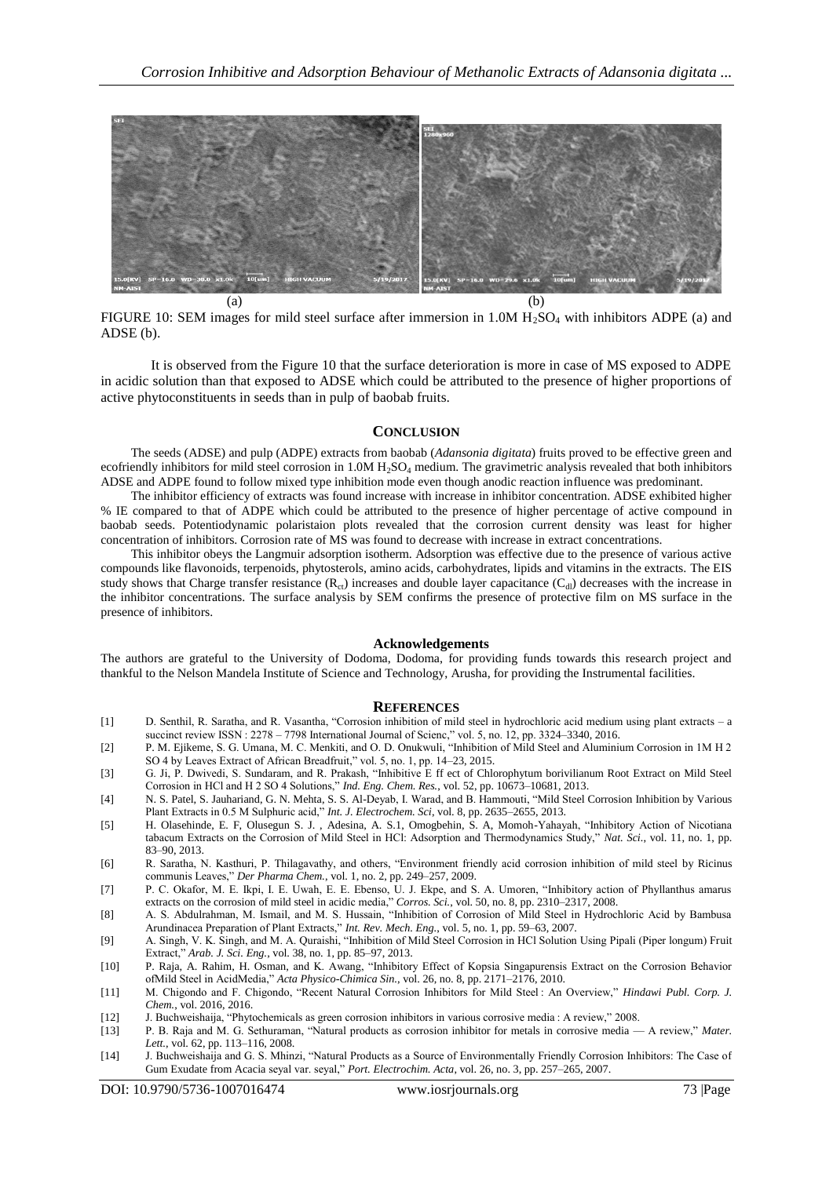(a) (b)

FIGURE 10: SEM images for mild steel surface after immersion in 1.0M $H_2SO_4$ with inhibitors ADPE (a) and ADSE (b).

It is observed from the Figure 10 that the surface deterioration is more in case of MS exposed to ADPE in acidic solution than that exposed to ADSE which could be attributed to the presence of higher proportions of active phytoconstituents in seeds than in pulp of baobab fruits.

## CONCLUSION

The seeds (ADSE) and pulp (ADPE) extracts from baobab (*Adansonia digitata*) fruits proved to be effective green and ecofriendly inhibitors for mild steel corrosion in 1.0M $H_2SO_4$ medium. The gravimetric analysis revealed that both inhibitors ADSE and ADPE found to follow mixed type inhibition mode even though anodic reaction influence was predominant.

The inhibitor efficiency of extracts was found increase with increase in inhibitor concentration. ADSE exhibited higher % IE compared to that of ADPE which could be attributed to the presence of higher percentage of active compound in baobab seeds. Potentiodynamic polaristaion plots revealed that the corrosion current density was least for higher concentration of inhibitors. Corrosion rate of MS was found to decrease with increase in extract concentrations.

This inhibitor obeys the Langmuir adsorption isotherm. Adsorption was effective due to the presence of various active compounds like flavonoids, terpenoids, phytosterols, amino acids, carbohydrates, lipids and vitamins in the extracts. The EIS study shows that Charge transfer resistance ($R_{ct}$) increases and double layer capacitance ($C_{dl}$) decreases with the increase in the inhibitor concentrations. The surface analysis by SEM confirms the presence of protective film on MS surface in the presence of inhibitors.

### Acknowledgements

The authors are grateful to the University of Dodoma, Dodoma, for providing funds towards this research project and thankful to the Nelson Mandela Institute of Science and Technology, Arusha, for providing the Instrumental facilities.

## REFERENCES

[1] D. Senthil, R. Saratha, and R. Vasantha, "Corrosion inhibition of mild steel in hydrochloric acid medium using plant extracts – a succinct review ISSN : 2278 – 7798 International Journal of Scienc," vol. 5, no. 12, pp. 3324–3340, 2016.

[2] P. M. Ejikeme, S. G. Umana, M. C. Menkiti, and O. D. Onukwuli, "Inhibition of Mild Steel and Aluminium Corrosion in 1M H 2 SO 4 by Leaves Extract of African Breadfruit," vol. 5, no. 1, pp. 14–23, 2015.

[3] G. Ji, P. Dwivedi, S. Sundaram, and R. Prakash, "Inhibitive E ff ect of Chlorophytum borivilianum Root Extract on Mild Steel Corrosion in HCl and H 2 SO 4 Solutions," *Ind. Eng. Chem. Res.*, vol. 52, pp. 10673–10681, 2013.

[4] N. S. Patel, S. Jauhariand, G. N. Mehta, S. S. Al-Deyab, I. Warad, and B. Hammouti, "Mild Steel Corrosion Inhibition by Various Plant Extracts in 0.5 M Sulphuric acid," *Int. J. Electrochem. Sci*, vol. 8, pp. 2635–2655, 2013.

[5] H. Olasehinde, E. F, Olusegun S. J. , Adesina, A. S.1, Omogbehin, S. A, Momoh-Yahayah, "Inhibitory Action of Nicotiana tabacum Extracts on the Corrosion of Mild Steel in HCl: Adsorption and Thermodynamics Study," *Nat. Sci.*, vol. 11, no. 1, pp. 83–90, 2013.

[6] R. Saratha, N. Kasthuri, P. Thilagavathy, and others, "Environment friendly acid corrosion inhibition of mild steel by Ricinus communis Leaves," *Der Pharma Chem.*, vol. 1, no. 2, pp. 249–257, 2009.

[7] P. C. Okafor, M. E. Ikpi, I. E. Uwah, E. E. Ebenso, U. J. Ekpe, and S. A. Umoren, "Inhibitory action of Phyllanthus amarus extracts on the corrosion of mild steel in acidic media," *Corros. Sci.*, vol. 50, no. 8, pp. 2310–2317, 2008.

[8] A. S. Abdulrahman, M. Ismail, and M. S. Hussain, "Inhibition of Corrosion of Mild Steel in Hydrochloric Acid by Bambusa Arundinacea Preparation of Plant Extracts," *Int. Rev. Mech. Eng.*, vol. 5, no. 1, pp. 59–63, 2007.

[9] A. Singh, V. K. Singh, and M. A. Quraishi, "Inhibition of Mild Steel Corrosion in HCl Solution Using Pipali (Piper longum) Fruit Extract," *Arab. J. Sci. Eng.*, vol. 38, no. 1, pp. 85–97, 2013.

[10] P. Raja, A. Rahim, H. Osman, and K. Awang, "Inhibitory Effect of Kopsia Singapurensis Extract on the Corrosion Behavior ofMild Steel in AcidMedia," *Acta Physico-Chimica Sin.*, vol. 26, no. 8, pp. 2171–2176, 2010.

[11] M. Chigondo and F. Chigondo, "Recent Natural Corrosion Inhibitors for Mild Steel : An Overview," *Hindawi Publ. Corp. J. Chem.*, vol. 2016, 2016.

[12] J. Buchweishaija, "Phytochemicals as green corrosion inhibitors in various corrosive media : A review," 2008.

[13] P. B. Raja and M. G. Sethuraman, "Natural products as corrosion inhibitor for metals in corrosive media — A review," *Mater. Lett.*, vol. 62, pp. 113–116, 2008.

[14] J. Buchweishaija and G. S. Mhinzi, "Natural Products as a Source of Environmentally Friendly Corrosion Inhibitors: The Case of Gum Exudate from Acacia seyal var. seyal," *Port. Electrochim. Acta*, vol. 26, no. 3, pp. 257–265, 2007.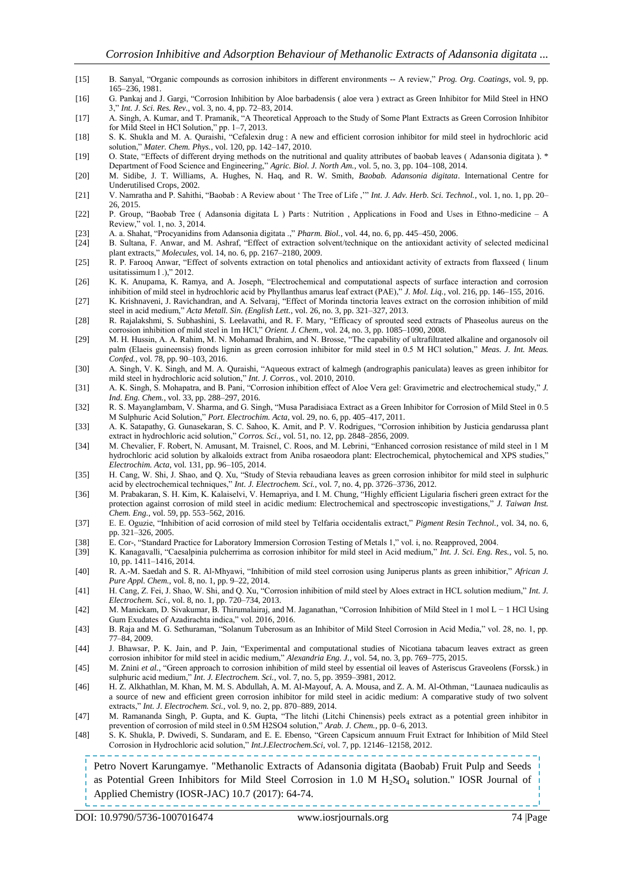[15] B. Sanyal, "Organic compounds as corrosion inhibitors in different environments -- A review," *Prog. Org. Coatings*, vol. 9, pp. 165–236, 1981.

[16] G. Pankaj and J. Gargi, "Corrosion Inhibition by Aloe barbadensis ( aloe vera ) extract as Green Inhibitor for Mild Steel in HNO 3," *Int. J. Sci. Res. Rev.*, vol. 3, no. 4, pp. 72–83, 2014.

[17] A. Singh, A. Kumar, and T. Pramanik, "A Theoretical Approach to the Study of Some Plant Extracts as Green Corrosion Inhibitor for Mild Steel in HCl Solution," pp. 1–7, 2013.

[18] S. K. Shukla and M. A. Quraishi, "Cefalexin drug : A new and efficient corrosion inhibitor for mild steel in hydrochloric acid solution," *Mater. Chem. Phys.*, vol. 120, pp. 142–147, 2010.

[19] O. State, "Effects of different drying methods on the nutritional and quality attributes of baobab leaves ( Adansonia digitata ). * Department of Food Science and Engineering," *Agric. Biol. J. North Am.*, vol. 5, no. 3, pp. 104–108, 2014.

[20] M. Sidibe, J. T. Williams, A. Hughes, N. Haq, and R. W. Smith, *Baobab. Adansonia digitata*. International Centre for Underutilised Crops, 2002.

[21] V. Namratha and P. Sahithi, "Baobab : A Review about ' The Tree of Life ,'" *Int. J. Adv. Herb. Sci. Technol.*, vol. 1, no. 1, pp. 20–26, 2015.

[22] P. Group, "Baobab Tree ( Adansonia digitata L ) Parts : Nutrition , Applications in Food and Uses in Ethno-medicine – A Review," vol. 1, no. 3, 2014.

[23] A. a. Shahat, "Procyanidins from Adansonia digitata .," *Pharm. Biol.*, vol. 44, no. 6, pp. 445–450, 2006.

[24] B. Sultana, F. Anwar, and M. Ashraf, "Effect of extraction solvent/technique on the antioxidant activity of selected medicinal plant extracts," *Molecules*, vol. 14, no. 6, pp. 2167–2180, 2009.

[25] R. P. Farooq Anwar, "Effect of solvents extraction on total phenolics and antioxidant activity of extracts from flaxseed ( linum usitatissimum l .)," 2012.

[26] K. K. Anupama, K. Ramya, and A. Joseph, "Electrochemical and computational aspects of surface interaction and corrosion inhibition of mild steel in hydrochloric acid by Phyllanthus amarus leaf extract (PAE)," *J. Mol. Liq.*, vol. 216, pp. 146–155, 2016.

[27] K. Krishnaveni, J. Ravichandran, and A. Selvaraj, "Effect of Morinda tinctoria leaves extract on the corrosion inhibition of mild steel in acid medium," *Acta Metall. Sin. (English Lett.*, vol. 26, no. 3, pp. 321–327, 2013.

[28] R. Rajalakshmi, S. Subhashini, S. Leelavathi, and R. F. Mary, "Efficacy of sprouted seed extracts of Phaseolus aureus on the corrosion inhibition of mild steel in 1m HCl," *Orient. J. Chem.*, vol. 24, no. 3, pp. 1085–1090, 2008.

[29] M. H. Hussin, A. A. Rahim, M. N. Mohamad Ibrahim, and N. Brosse, "The capability of ultrafiltrated alkaline and organosolv oil palm (Elaeis guineensis) fronds lignin as green corrosion inhibitor for mild steel in 0.5 M HCl solution," *Meas. J. Int. Meas. Confed.*, vol. 78, pp. 90–103, 2016.

[30] A. Singh, V. K. Singh, and M. A. Quraishi, "Aqueous extract of kalmegh (andrographis paniculata) leaves as green inhibitor for mild steel in hydrochloric acid solution," *Int. J. Corros.*, vol. 2010, 2010.

[31] A. K. Singh, S. Mohapatra, and B. Pani, "Corrosion inhibition effect of Aloe Vera gel: Gravimetric and electrochemical study," *J. Ind. Eng. Chem.*, vol. 33, pp. 288–297, 2016.

[32] R. S. Mayanglambam, V. Sharma, and G. Singh, "Musa Paradisiaca Extract as a Green Inhibitor for Corrosion of Mild Steel in 0.5 M Sulphuric Acid Solution," *Port. Electrochim. Acta*, vol. 29, no. 6, pp. 405–417, 2011.

[33] A. K. Satapathy, G. Gunasekaran, S. C. Sahoo, K. Amit, and P. V. Rodrigues, "Corrosion inhibition by Justicia gendarussa plant extract in hydrochloric acid solution," *Corros. Sci.*, vol. 51, no. 12, pp. 2848–2856, 2009.

[34] M. Chevalier, F. Robert, N. Amusant, M. Traisnel, C. Roos, and M. Lebrini, "Enhanced corrosion resistance of mild steel in 1 M hydrochloric acid solution by alkaloids extract from Aniba rosaeodora plant: Electrochemical, phytochemical and XPS studies," *Electrochim. Acta*, vol. 131, pp. 96–105, 2014.

[35] H. Cang, W. Shi, J. Shao, and Q. Xu, "Study of Stevia rebaudiana leaves as green corrosion inhibitor for mild steel in sulphuric acid by electrochemical techniques," *Int. J. Electrochem. Sci.*, vol. 7, no. 4, pp. 3726–3736, 2012.

[36] M. Prabakaran, S. H. Kim, K. Kalaiselvi, V. Hemapriya, and I. M. Chung, "Highly efficient Ligularia fischeri green extract for the protection against corrosion of mild steel in acidic medium: Electrochemical and spectroscopic investigations," *J. Taiwan Inst. Chem. Eng.*, vol. 59, pp. 553–562, 2016.

[37] E. E. Oguzie, "Inhibition of acid corrosion of mild steel by Telfaria occidentalis extract," *Pigment Resin Technol.*, vol. 34, no. 6, pp. 321–326, 2005.

[38] E. Cor-, "Standard Practice for Laboratory Immersion Corrosion Testing of Metals 1," vol. i, no. Reapproved, 2004.

[39] K. Kanagavalli, "Caesalpinia pulcherrima as corrosion inhibitor for mild steel in Acid medium," *Int. J. Sci. Eng. Res.*, vol. 5, no. 10, pp. 1411–1416, 2014.

[40] R. A.-M. Saedah and S. R. Al-Mhyawi, "Inhibition of mild steel corrosion using Juniperus plants as green inhibitior," *African J. Pure Appl. Chem.*, vol. 8, no. 1, pp. 9–22, 2014.

[41] H. Cang, Z. Fei, J. Shao, W. Shi, and Q. Xu, "Corrosion inhibition of mild steel by Aloes extract in HCL solution medium," *Int. J. Electrochem. Sci.*, vol. 8, no. 1, pp. 720–734, 2013.

[42] M. Manickam, D. Sivakumar, B. Thirumalairaj, and M. Jaganathan, "Corrosion Inhibition of Mild Steel in 1 mol L − 1 HCl Using Gum Exudates of Azadirachta indica," vol. 2016, 2016.

[43] B. Raja and M. G. Sethuraman, "Solanum Tuberosum as an Inhibitor of Mild Steel Corrosion in Acid Media," vol. 28, no. 1, pp. 77–84, 2009.

[44] J. Bhawsar, P. K. Jain, and P. Jain, "Experimental and computational studies of Nicotiana tabacum leaves extract as green corrosion inhibitor for mild steel in acidic medium," *Alexandria Eng. J.*, vol. 54, no. 3, pp. 769–775, 2015.

[45] M. Znini *et al.*, "Green approach to corrosion inhibition of mild steel by essential oil leaves of Asteriscus Graveolens (Forssk.) in sulphuric acid medium," *Int. J. Electrochem. Sci.*, vol. 7, no. 5, pp. 3959–3981, 2012.

[46] H. Z. Alkhathlan, M. Khan, M. M. S. Abdullah, A. M. Al-Mayouf, A. A. Mousa, and Z. A. M. Al-Othman, "Launaea nudicaulis as a source of new and efficient green corrosion inhibitor for mild steel in acidic medium: A comparative study of two solvent extracts," *Int. J. Electrochem. Sci.*, vol. 9, no. 2, pp. 870–889, 2014.

[47] M. Ramananda Singh, P. Gupta, and K. Gupta, "The litchi (Litchi Chinensis) peels extract as a potential green inhibitor in prevention of corrosion of mild steel in 0.5M H2SO4 solution," *Arab. J. Chem.*, pp. 0–6, 2013.

[48] S. K. Shukla, P. Dwivedi, S. Sundaram, and E. E. Ebenso, "Green Capsicum annuum Fruit Extract for Inhibition of Mild Steel Corrosion in Hydrochloric acid solution," *Int.J.Electrochem.Sci*, vol. 7, pp. 12146–12158, 2012.

Petro Novert Karungamye. "Methanolic Extracts of Adansonia digitata (Baobab) Fruit Pulp and Seeds as Potential Green Inhibitors for Mild Steel Corrosion in 1.0 M $H_2SO_4$ solution." IOSR Journal of Applied Chemistry (IOSR-JAC) 10.7 (2017): 64-74.